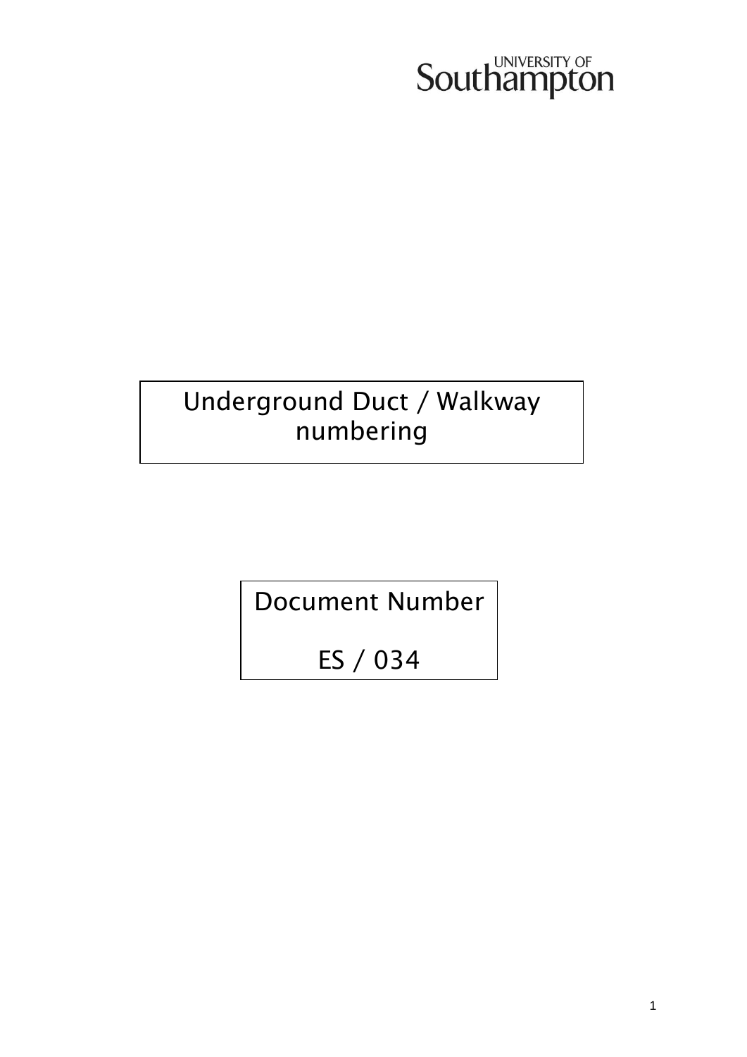UNIVERSITY OF Southampton

# Underground Duct / Walkway numbering

Document Number

ES / 034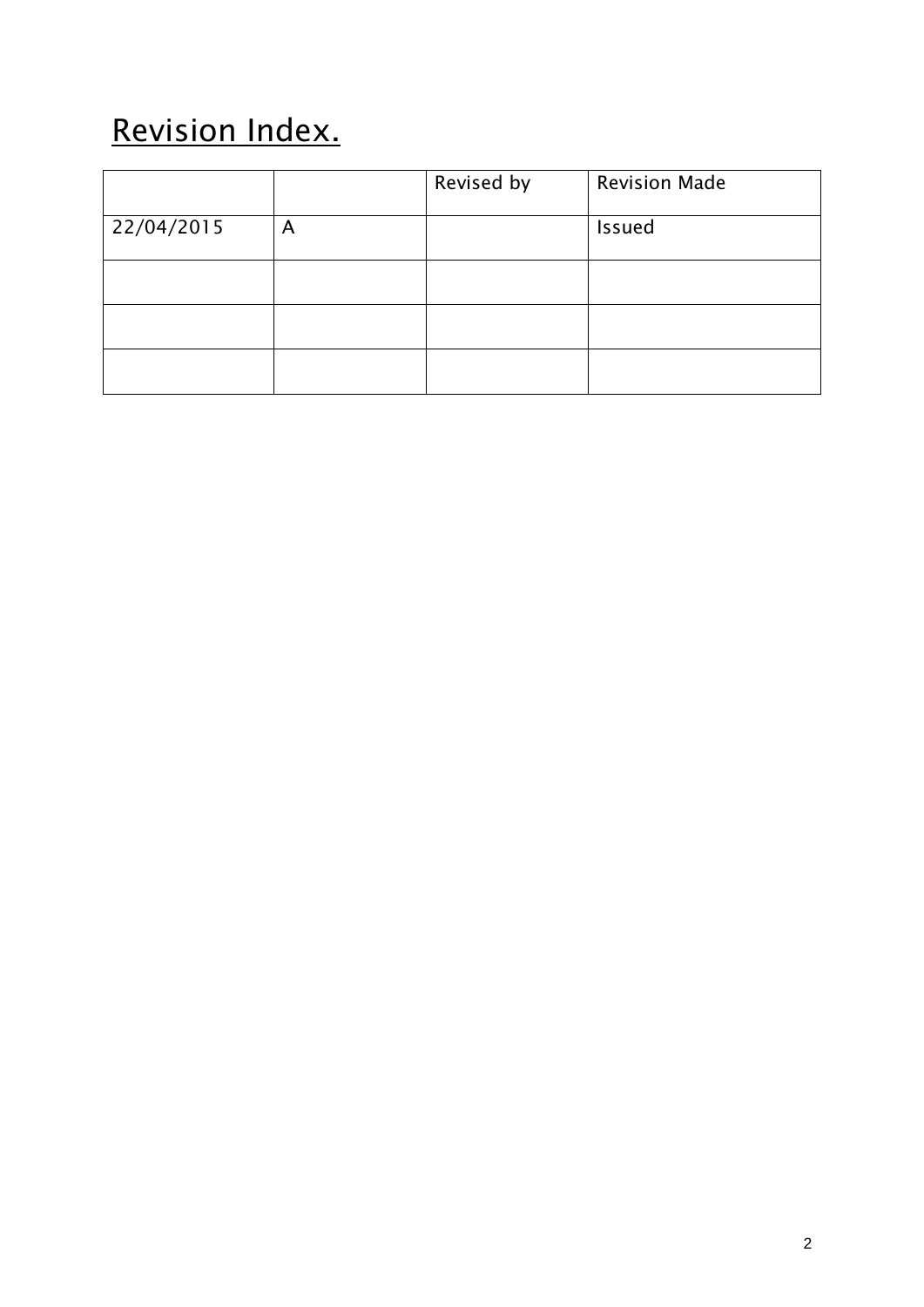# Revision Index.

| | | Revised by | Revision Made |
|---|---|---|---|
| 22/04/2015 | A | | Issued |
| | | | |
| | | | |
| | | | |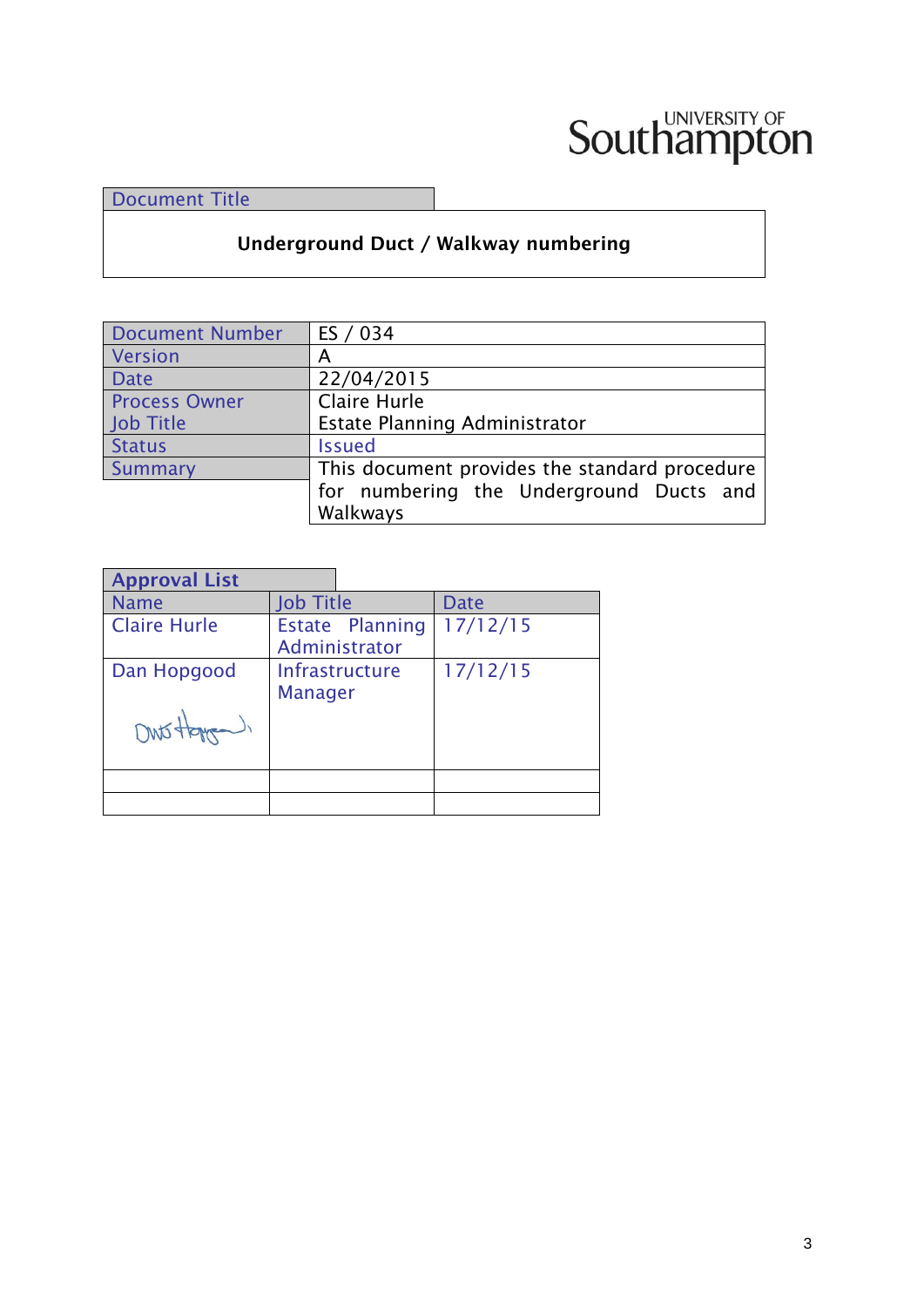| Document Title |
|---|
| **Underground Duct / Walkway numbering** |

| Document Number | ES / 034 |
|---|---|
| Version | A |
| Date | 22/04/2015 |
| Process Owner<br>Job Title | Claire Hurle<br>Estate Planning Administrator |
| Status | Issued |
| Summary | This document provides the standard procedure for numbering the Underground Ducts and Walkways |

**Approval List**

| Name | Job Title | Date |
|---|---|---|
| Claire Hurle | Estate Planning Administrator | 17/12/15 |
| Dan Hopgood | Infrastructure Manager | 17/12/15 |
| | | |
| | | |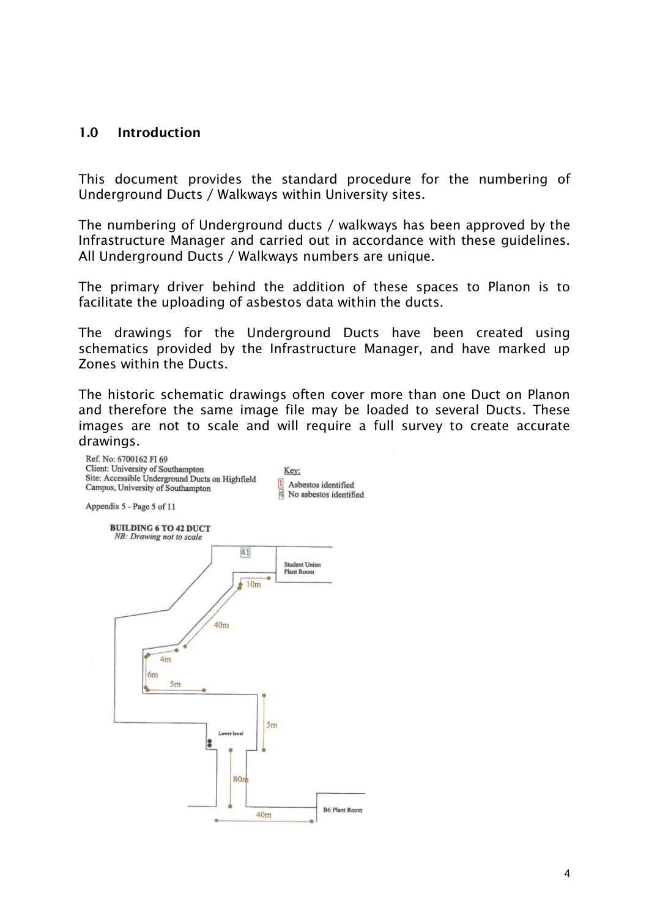## 1.0 Introduction

This document provides the standard procedure for the numbering of Underground Ducts / Walkways within University sites.

The numbering of Underground ducts / walkways has been approved by the Infrastructure Manager and carried out in accordance with these guidelines. All Underground Ducts / Walkways numbers are unique.

The primary driver behind the addition of these spaces to Planon is to facilitate the uploading of asbestos data within the ducts.

The drawings for the Underground Ducts have been created using schematics provided by the Infrastructure Manager, and have marked up Zones within the Ducts.

The historic schematic drawings often cover more than one Duct on Planon and therefore the same image file may be loaded to several Ducts. These images are not to scale and will require a full survey to create accurate drawings.

Ref. No: 6700162 FI 69
Client: University of Southampton
Site: Accessible Underground Ducts on Highfield Campus, University of Southampton

Key:
1 Asbestos identified
4 No asbestos identified

Appendix 5 - Page 5 of 11

**BUILDING 6 TO 42 DUCT**
*NB: Drawing not to scale*

41

Student Union Plant Room

10m

40m

4m

6m

5m

5m

Lower level

80m

40m

B6 Plant Room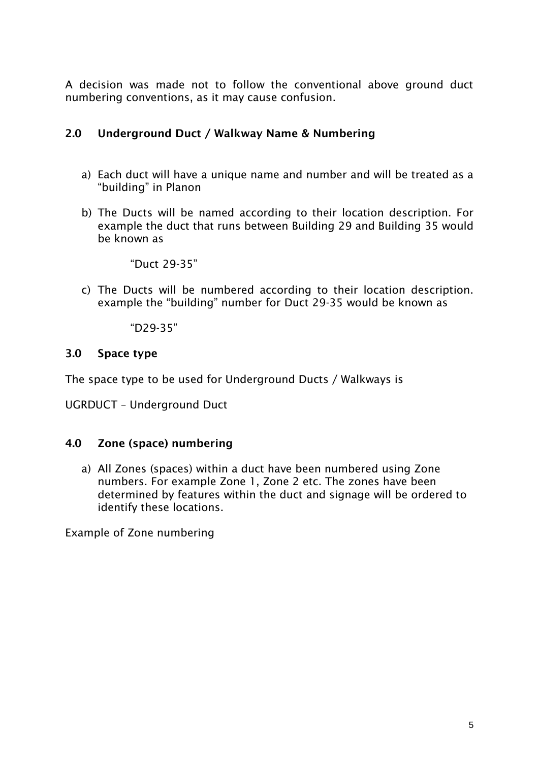A decision was made not to follow the conventional above ground duct numbering conventions, as it may cause confusion.

## 2.0 Underground Duct / Walkway Name & Numbering

a) Each duct will have a unique name and number and will be treated as a "building" in Planon

b) The Ducts will be named according to their location description. For example the duct that runs between Building 29 and Building 35 would be known as

   "Duct 29-35"

c) The Ducts will be numbered according to their location description. example the "building" number for Duct 29-35 would be known as

   "D29-35"

## 3.0 Space type

The space type to be used for Underground Ducts / Walkways is

UGRDUCT – Underground Duct

## 4.0 Zone (space) numbering

a) All Zones (spaces) within a duct have been numbered using Zone numbers. For example Zone 1, Zone 2 etc. The zones have been determined by features within the duct and signage will be ordered to identify these locations.

Example of Zone numbering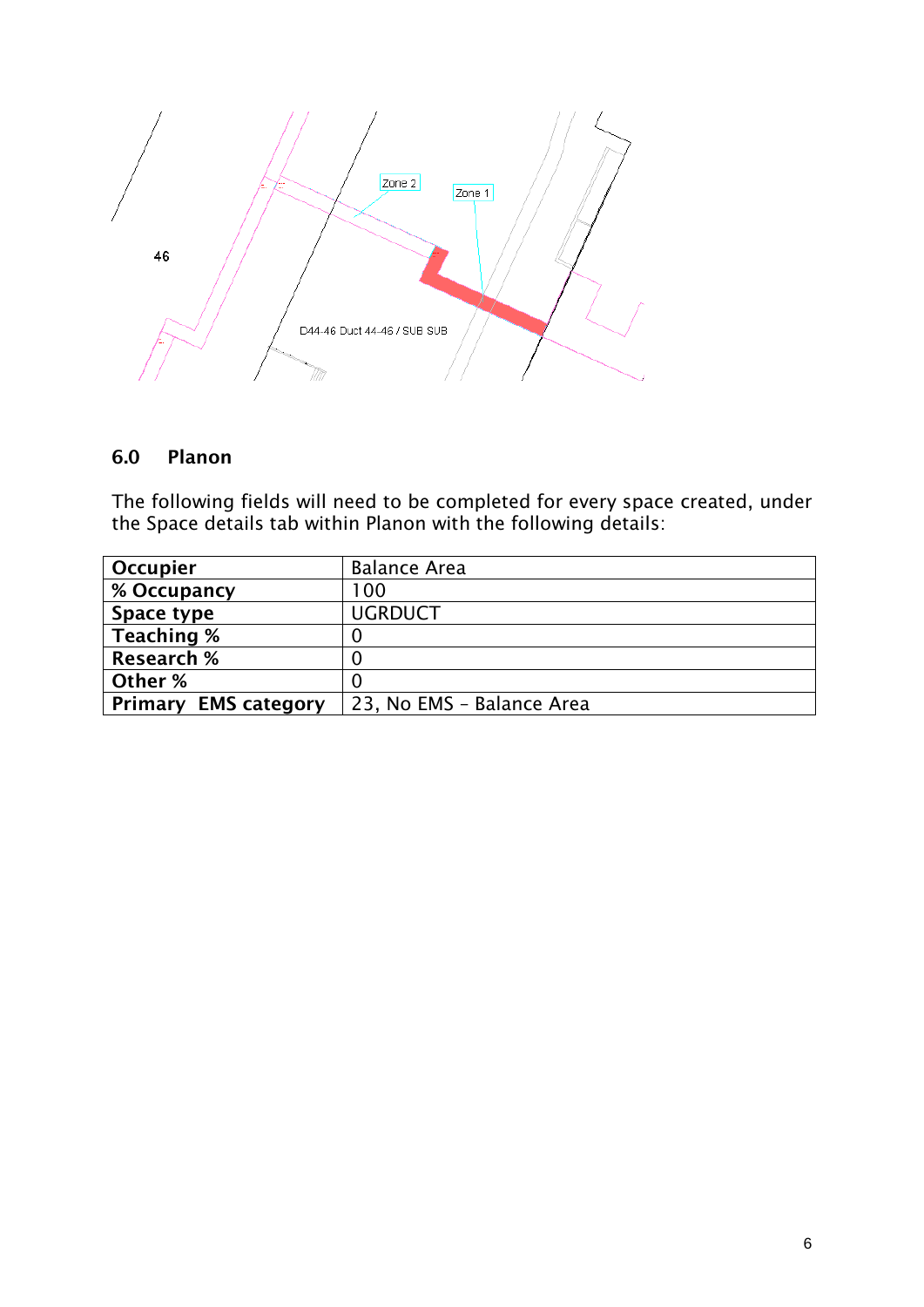Zone 2

Zone 1

46

D44-46 Duct 44-46 / SUB SUB

## 6.0 Planon

The following fields will need to be completed for every space created, under the Space details tab within Planon with the following details:

| | |
|---|---|
| **Occupier** | Balance Area |
| **% Occupancy** | 100 |
| **Space type** | UGRDUCT |
| **Teaching %** | 0 |
| **Research %** | 0 |
| **Other %** | 0 |
| **Primary EMS category** | 23, No EMS – Balance Area |